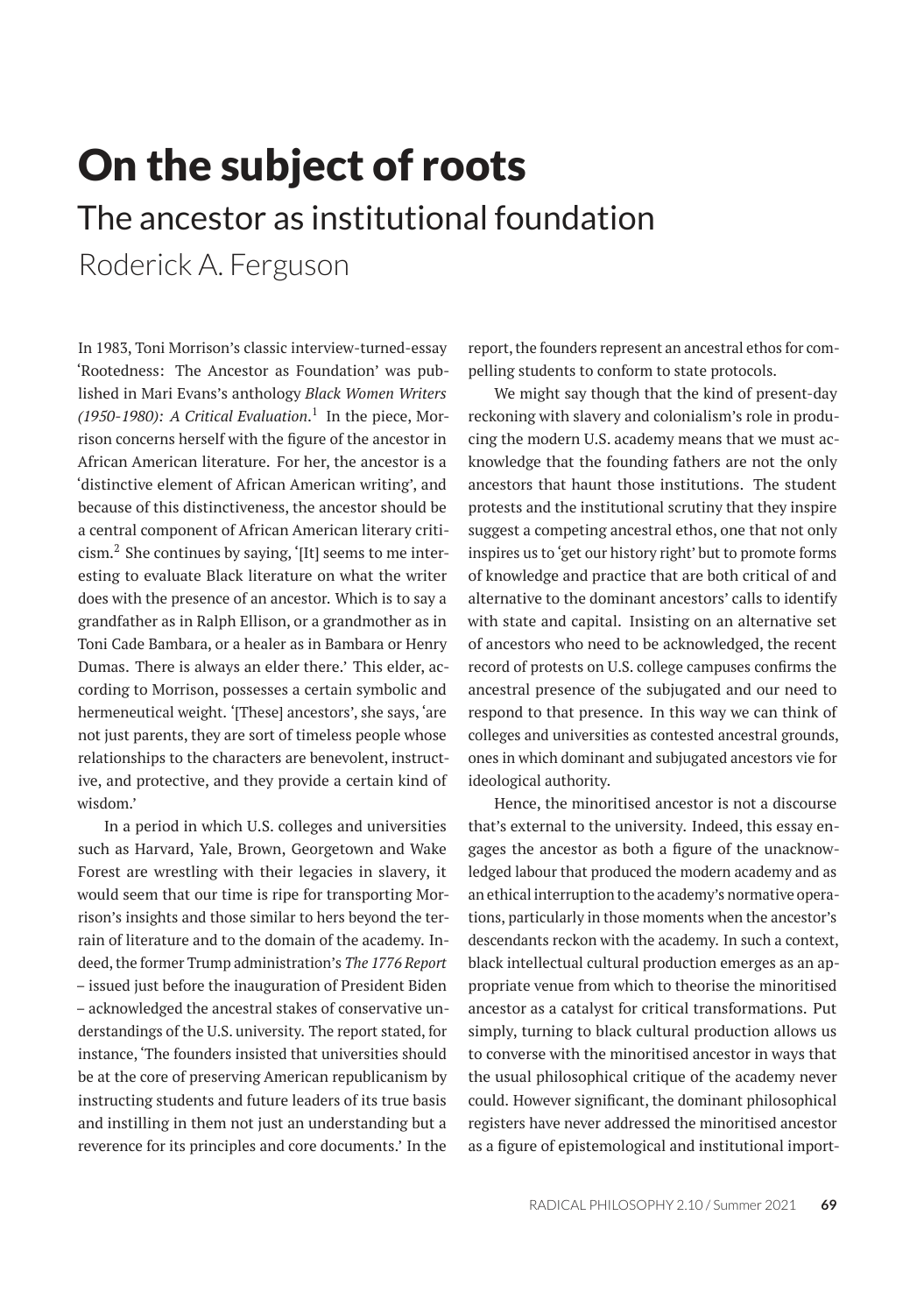# On the subject of roots

## The ancestor as institutional foundation

### Roderick A. Ferguson

In 1983, Toni Morrison's classic interview-turned-essay 'Rootedness: The Ancestor as Foundation' was published in Mari Evans's anthology *Black Women Writers (1950-1980): A Critical Evaluation*.[1] In the piece, Morrison concerns herself with the figure of the ancestor in African American literature. For her, the ancestor is a 'distinctive element of African American writing', and because of this distinctiveness, the ancestor should be a central component of African American literary criticism.[2] She continues by saying, '[It] seems to me interesting to evaluate Black literature on what the writer does with the presence of an ancestor. Which is to say a grandfather as in Ralph Ellison, or a grandmother as in Toni Cade Bambara, or a healer as in Bambara or Henry Dumas. There is always an elder there.' This elder, according to Morrison, possesses a certain symbolic and hermeneutical weight. '[These] ancestors', she says, 'are not just parents, they are sort of timeless people whose relationships to the characters are benevolent, instructive, and protective, and they provide a certain kind of wisdom.'

In a period in which U.S. colleges and universities such as Harvard, Yale, Brown, Georgetown and Wake Forest are wrestling with their legacies in slavery, it would seem that our time is ripe for transporting Morrison's insights and those similar to hers beyond the terrain of literature and to the domain of the academy. Indeed, the former Trump administration's *The 1776 Report* – issued just before the inauguration of President Biden – acknowledged the ancestral stakes of conservative understandings of the U.S. university. The report stated, for instance, 'The founders insisted that universities should be at the core of preserving American republicanism by instructing students and future leaders of its true basis and instilling in them not just an understanding but a reverence for its principles and core documents.' In the report, the founders represent an ancestral ethos for compelling students to conform to state protocols.

We might say though that the kind of present-day reckoning with slavery and colonialism's role in producing the modern U.S. academy means that we must acknowledge that the founding fathers are not the only ancestors that haunt those institutions. The student protests and the institutional scrutiny that they inspire suggest a competing ancestral ethos, one that not only inspires us to 'get our history right' but to promote forms of knowledge and practice that are both critical of and alternative to the dominant ancestors' calls to identify with state and capital. Insisting on an alternative set of ancestors who need to be acknowledged, the recent record of protests on U.S. college campuses confirms the ancestral presence of the subjugated and our need to respond to that presence. In this way we can think of colleges and universities as contested ancestral grounds, ones in which dominant and subjugated ancestors vie for ideological authority.

Hence, the minoritised ancestor is not a discourse that's external to the university. Indeed, this essay engages the ancestor as both a figure of the unacknowledged labour that produced the modern academy and as an ethical interruption to the academy's normative operations, particularly in those moments when the ancestor's descendants reckon with the academy. In such a context, black intellectual cultural production emerges as an appropriate venue from which to theorise the minoritised ancestor as a catalyst for critical transformations. Put simply, turning to black cultural production allows us to converse with the minoritised ancestor in ways that the usual philosophical critique of the academy never could. However significant, the dominant philosophical registers have never addressed the minoritised ancestor as a figure of epistemological and institutional import-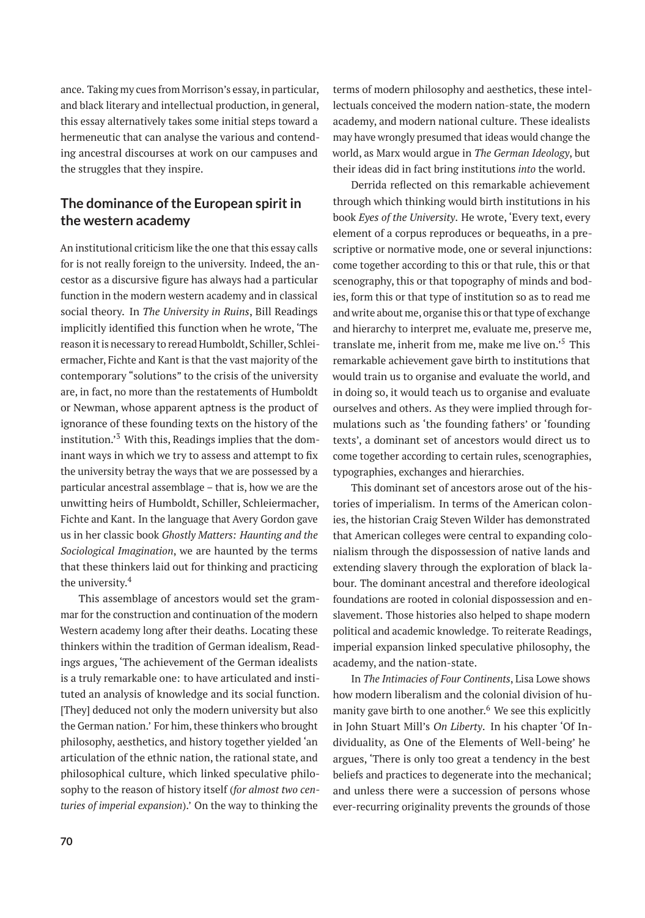ance. Taking my cues from Morrison's essay, in particular, and black literary and intellectual production, in general, this essay alternatively takes some initial steps toward a hermeneutic that can analyse the various and contending ancestral discourses at work on our campuses and the struggles that they inspire.

## The dominance of the European spirit in the western academy

An institutional criticism like the one that this essay calls for is not really foreign to the university. Indeed, the ancestor as a discursive figure has always had a particular function in the modern western academy and in classical social theory. In *The University in Ruins*, Bill Readings implicitly identified this function when he wrote, 'The reason it is necessary to reread Humboldt, Schiller, Schleiermacher, Fichte and Kant is that the vast majority of the contemporary "solutions" to the crisis of the university are, in fact, no more than the restatements of Humboldt or Newman, whose apparent aptness is the product of ignorance of these founding texts on the history of the institution.'[3] With this, Readings implies that the dominant ways in which we try to assess and attempt to fix the university betray the ways that we are possessed by a particular ancestral assemblage – that is, how we are the unwitting heirs of Humboldt, Schiller, Schleiermacher, Fichte and Kant. In the language that Avery Gordon gave us in her classic book *Ghostly Matters: Haunting and the Sociological Imagination*, we are haunted by the terms that these thinkers laid out for thinking and practicing the university.[4]

This assemblage of ancestors would set the grammar for the construction and continuation of the modern Western academy long after their deaths. Locating these thinkers within the tradition of German idealism, Readings argues, 'The achievement of the German idealists is a truly remarkable one: to have articulated and instituted an analysis of knowledge and its social function. [They] deduced not only the modern university but also the German nation.' For him, these thinkers who brought philosophy, aesthetics, and history together yielded 'an articulation of the ethnic nation, the rational state, and philosophical culture, which linked speculative philosophy to the reason of history itself (*for almost two centuries of imperial expansion*).' On the way to thinking the terms of modern philosophy and aesthetics, these intellectuals conceived the modern nation-state, the modern academy, and modern national culture. These idealists may have wrongly presumed that ideas would change the world, as Marx would argue in *The German Ideology*, but their ideas did in fact bring institutions *into* the world.

Derrida reflected on this remarkable achievement through which thinking would birth institutions in his book *Eyes of the University*. He wrote, 'Every text, every element of a corpus reproduces or bequeaths, in a prescriptive or normative mode, one or several injunctions: come together according to this or that rule, this or that scenography, this or that topography of minds and bodies, form this or that type of institution so as to read me and write about me, organise this or that type of exchange and hierarchy to interpret me, evaluate me, preserve me, translate me, inherit from me, make me live on.'[5] This remarkable achievement gave birth to institutions that would train us to organise and evaluate the world, and in doing so, it would teach us to organise and evaluate ourselves and others. As they were implied through formulations such as 'the founding fathers' or 'founding texts', a dominant set of ancestors would direct us to come together according to certain rules, scenographies, typographies, exchanges and hierarchies.

This dominant set of ancestors arose out of the histories of imperialism. In terms of the American colonies, the historian Craig Steven Wilder has demonstrated that American colleges were central to expanding colonialism through the dispossession of native lands and extending slavery through the exploration of black labour. The dominant ancestral and therefore ideological foundations are rooted in colonial dispossession and enslavement. Those histories also helped to shape modern political and academic knowledge. To reiterate Readings, imperial expansion linked speculative philosophy, the academy, and the nation-state.

In *The Intimacies of Four Continents*, Lisa Lowe shows how modern liberalism and the colonial division of humanity gave birth to one another.[6] We see this explicitly in John Stuart Mill's *On Liberty*. In his chapter 'Of Individuality, as One of the Elements of Well-being' he argues, 'There is only too great a tendency in the best beliefs and practices to degenerate into the mechanical; and unless there were a succession of persons whose ever-recurring originality prevents the grounds of those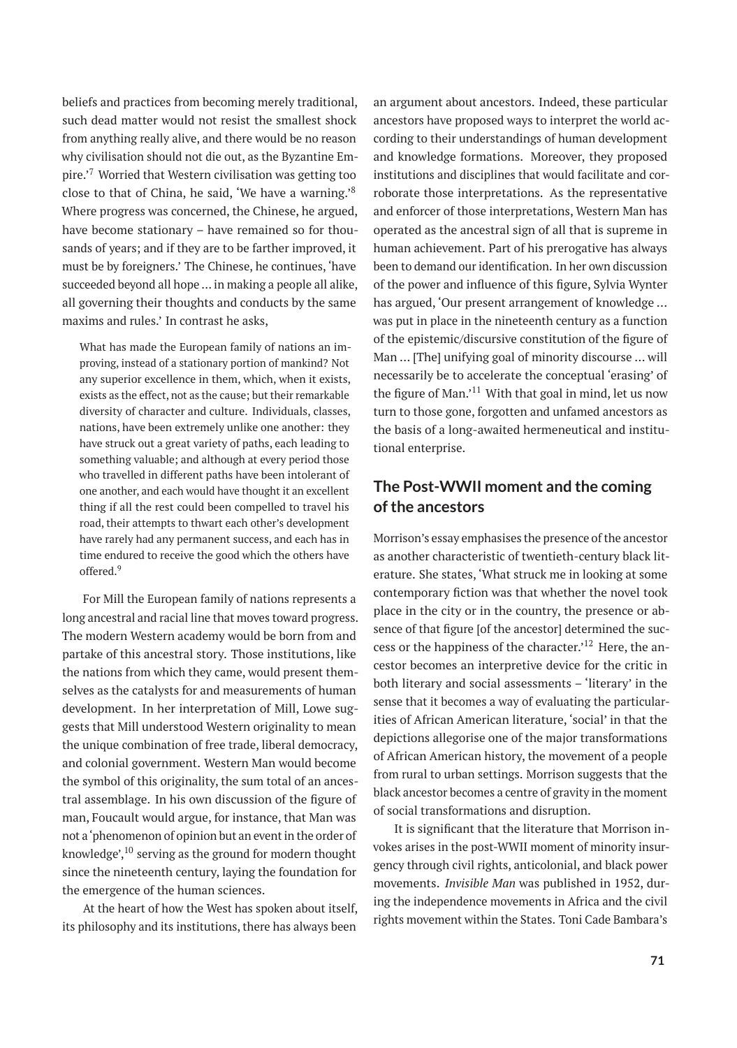beliefs and practices from becoming merely traditional, such dead matter would not resist the smallest shock from anything really alive, and there would be no reason why civilisation should not die out, as the Byzantine Empire.'[7] Worried that Western civilisation was getting too close to that of China, he said, 'We have a warning.'[8] Where progress was concerned, the Chinese, he argued, have become stationary – have remained so for thousands of years; and if they are to be farther improved, it must be by foreigners.' The Chinese, he continues, 'have succeeded beyond all hope ... in making a people all alike, all governing their thoughts and conducts by the same maxims and rules.' In contrast he asks,

> What has made the European family of nations an improving, instead of a stationary portion of mankind? Not any superior excellence in them, which, when it exists, exists as the effect, not as the cause; but their remarkable diversity of character and culture. Individuals, classes, nations, have been extremely unlike one another: they have struck out a great variety of paths, each leading to something valuable; and although at every period those who travelled in different paths have been intolerant of one another, and each would have thought it an excellent thing if all the rest could been compelled to travel his road, their attempts to thwart each other's development have rarely had any permanent success, and each has in time endured to receive the good which the others have offered.[9]

For Mill the European family of nations represents a long ancestral and racial line that moves toward progress. The modern Western academy would be born from and partake of this ancestral story. Those institutions, like the nations from which they came, would present themselves as the catalysts for and measurements of human development. In her interpretation of Mill, Lowe suggests that Mill understood Western originality to mean the unique combination of free trade, liberal democracy, and colonial government. Western Man would become the symbol of this originality, the sum total of an ancestral assemblage. In his own discussion of the figure of man, Foucault would argue, for instance, that Man was not a 'phenomenon of opinion but an event in the order of knowledge',[10] serving as the ground for modern thought since the nineteenth century, laying the foundation for the emergence of the human sciences.

At the heart of how the West has spoken about itself, its philosophy and its institutions, there has always been an argument about ancestors. Indeed, these particular ancestors have proposed ways to interpret the world according to their understandings of human development and knowledge formations. Moreover, they proposed institutions and disciplines that would facilitate and corroborate those interpretations. As the representative and enforcer of those interpretations, Western Man has operated as the ancestral sign of all that is supreme in human achievement. Part of his prerogative has always been to demand our identification. In her own discussion of the power and influence of this figure, Sylvia Wynter has argued, 'Our present arrangement of knowledge ... was put in place in the nineteenth century as a function of the epistemic/discursive constitution of the figure of Man ... [The] unifying goal of minority discourse ... will necessarily be to accelerate the conceptual 'erasing' of the figure of Man.'[11] With that goal in mind, let us now turn to those gone, forgotten and unfamed ancestors as the basis of a long-awaited hermeneutical and institutional enterprise.

## The Post-WWII moment and the coming of the ancestors

Morrison's essay emphasises the presence of the ancestor as another characteristic of twentieth-century black literature. She states, 'What struck me in looking at some contemporary fiction was that whether the novel took place in the city or in the country, the presence or absence of that figure [of the ancestor] determined the success or the happiness of the character.'[12] Here, the ancestor becomes an interpretive device for the critic in both literary and social assessments – 'literary' in the sense that it becomes a way of evaluating the particularities of African American literature, 'social' in that the depictions allegorise one of the major transformations of African American history, the movement of a people from rural to urban settings. Morrison suggests that the black ancestor becomes a centre of gravity in the moment of social transformations and disruption.

It is significant that the literature that Morrison invokes arises in the post-WWII moment of minority insurgency through civil rights, anticolonial, and black power movements. *Invisible Man* was published in 1952, during the independence movements in Africa and the civil rights movement within the States. Toni Cade Bambara's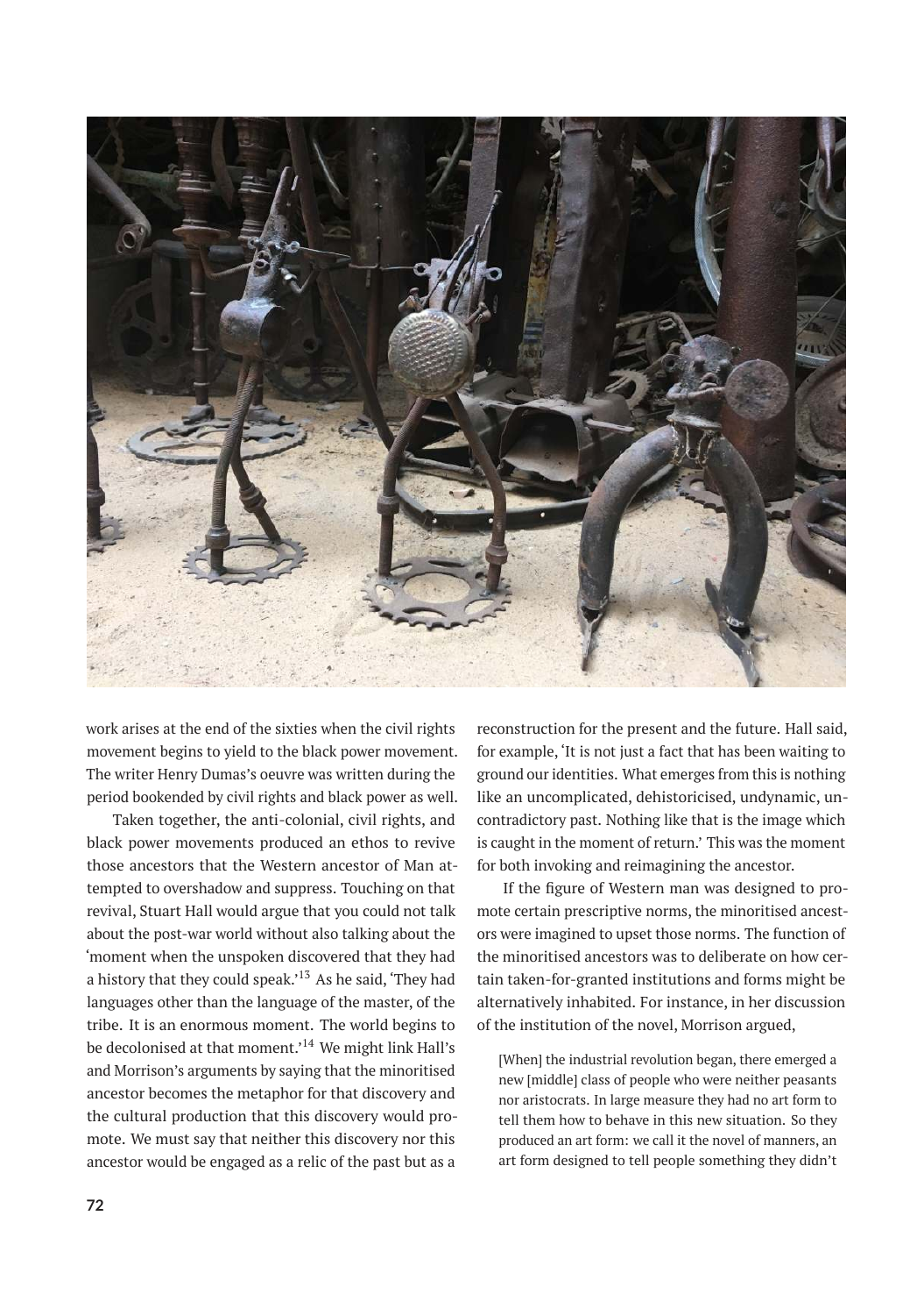work arises at the end of the sixties when the civil rights movement begins to yield to the black power movement. The writer Henry Dumas's oeuvre was written during the period bookended by civil rights and black power as well.

Taken together, the anti-colonial, civil rights, and black power movements produced an ethos to revive those ancestors that the Western ancestor of Man attempted to overshadow and suppress. Touching on that revival, Stuart Hall would argue that you could not talk about the post-war world without also talking about the 'moment when the unspoken discovered that they had a history that they could speak.'[13] As he said, 'They had languages other than the language of the master, of the tribe. It is an enormous moment. The world begins to be decolonised at that moment.'[14] We might link Hall's and Morrison's arguments by saying that the minoritised ancestor becomes the metaphor for that discovery and the cultural production that this discovery would promote. We must say that neither this discovery nor this ancestor would be engaged as a relic of the past but as a reconstruction for the present and the future. Hall said, for example, 'It is not just a fact that has been waiting to ground our identities. What emerges from this is nothing like an uncomplicated, dehistoricised, undynamic, uncontradictory past. Nothing like that is the image which is caught in the moment of return.' This was the moment for both invoking and reimagining the ancestor.

If the figure of Western man was designed to promote certain prescriptive norms, the minoritised ancestors were imagined to upset those norms. The function of the minoritised ancestors was to deliberate on how certain taken-for-granted institutions and forms might be alternatively inhabited. For instance, in her discussion of the institution of the novel, Morrison argued,

> [When] the industrial revolution began, there emerged a new [middle] class of people who were neither peasants nor aristocrats. In large measure they had no art form to tell them how to behave in this new situation. So they produced an art form: we call it the novel of manners, an art form designed to tell people something they didn't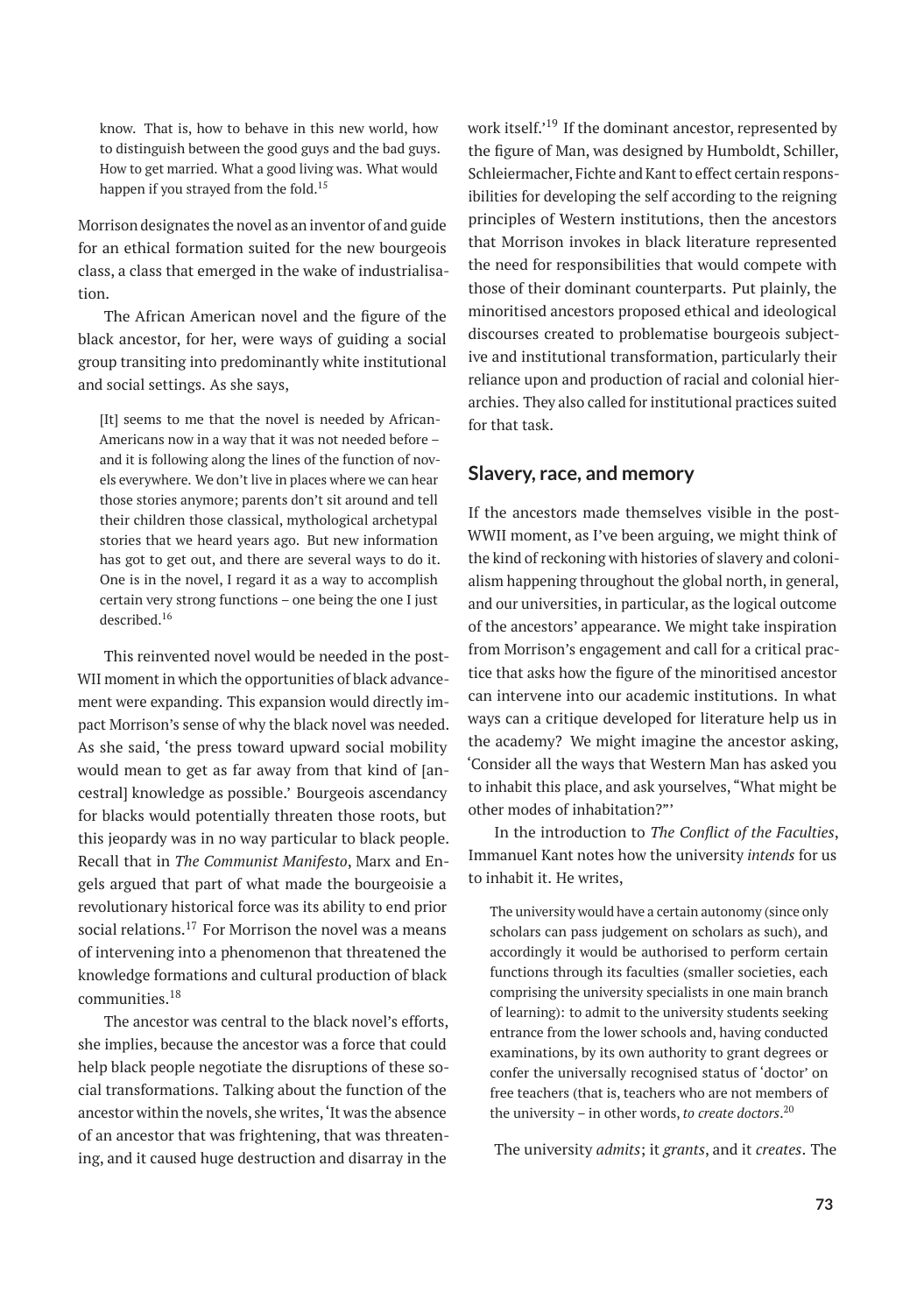> know. That is, how to behave in this new world, how to distinguish between the good guys and the bad guys. How to get married. What a good living was. What would happen if you strayed from the fold.[15]

Morrison designates the novel as an inventor of and guide for an ethical formation suited for the new bourgeois class, a class that emerged in the wake of industrialisation.

The African American novel and the figure of the black ancestor, for her, were ways of guiding a social group transiting into predominantly white institutional and social settings. As she says,

> [It] seems to me that the novel is needed by African-Americans now in a way that it was not needed before – and it is following along the lines of the function of novels everywhere. We don't live in places where we can hear those stories anymore; parents don't sit around and tell their children those classical, mythological archetypal stories that we heard years ago. But new information has got to get out, and there are several ways to do it. One is in the novel, I regard it as a way to accomplish certain very strong functions – one being the one I just described.[16]

This reinvented novel would be needed in the post-WII moment in which the opportunities of black advancement were expanding. This expansion would directly impact Morrison's sense of why the black novel was needed. As she said, 'the press toward upward social mobility would mean to get as far away from that kind of [ancestral] knowledge as possible.' Bourgeois ascendancy for blacks would potentially threaten those roots, but this jeopardy was in no way particular to black people. Recall that in *The Communist Manifesto*, Marx and Engels argued that part of what made the bourgeoisie a revolutionary historical force was its ability to end prior social relations.[17] For Morrison the novel was a means of intervening into a phenomenon that threatened the knowledge formations and cultural production of black communities.[18]

The ancestor was central to the black novel's efforts, she implies, because the ancestor was a force that could help black people negotiate the disruptions of these social transformations. Talking about the function of the ancestor within the novels, she writes, 'It was the absence of an ancestor that was frightening, that was threatening, and it caused huge destruction and disarray in the work itself.'[19] If the dominant ancestor, represented by the figure of Man, was designed by Humboldt, Schiller, Schleiermacher, Fichte and Kant to effect certain responsibilities for developing the self according to the reigning principles of Western institutions, then the ancestors that Morrison invokes in black literature represented the need for responsibilities that would compete with those of their dominant counterparts. Put plainly, the minoritised ancestors proposed ethical and ideological discourses created to problematise bourgeois subjective and institutional transformation, particularly their reliance upon and production of racial and colonial hierarchies. They also called for institutional practices suited for that task.

## Slavery, race, and memory

If the ancestors made themselves visible in the post-WWII moment, as I've been arguing, we might think of the kind of reckoning with histories of slavery and colonialism happening throughout the global north, in general, and our universities, in particular, as the logical outcome of the ancestors' appearance. We might take inspiration from Morrison's engagement and call for a critical practice that asks how the figure of the minoritised ancestor can intervene into our academic institutions. In what ways can a critique developed for literature help us in the academy? We might imagine the ancestor asking, 'Consider all the ways that Western Man has asked you to inhabit this place, and ask yourselves, "What might be other modes of inhabitation?"'

In the introduction to *The Conflict of the Faculties*, Immanuel Kant notes how the university *intends* for us to inhabit it. He writes,

> The university would have a certain autonomy (since only scholars can pass judgement on scholars as such), and accordingly it would be authorised to perform certain functions through its faculties (smaller societies, each comprising the university specialists in one main branch of learning): to admit to the university students seeking entrance from the lower schools and, having conducted examinations, by its own authority to grant degrees or confer the universally recognised status of 'doctor' on free teachers (that is, teachers who are not members of the university – in other words, *to create doctors*.[20]

The university *admits*; it *grants*, and it *creates*. The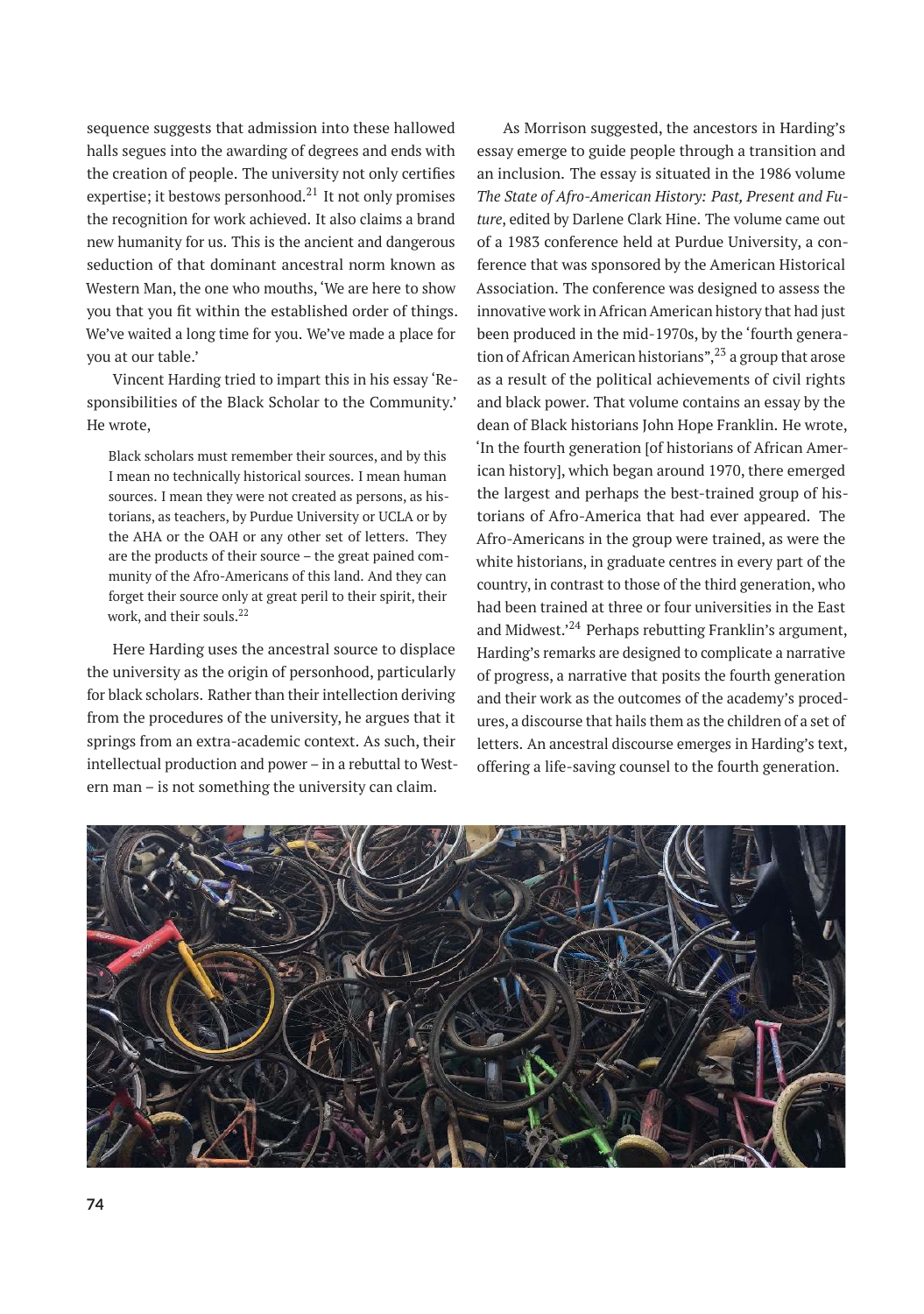sequence suggests that admission into these hallowed halls segues into the awarding of degrees and ends with the creation of people. The university not only certifies expertise; it bestows personhood.[21] It not only promises the recognition for work achieved. It also claims a brand new humanity for us. This is the ancient and dangerous seduction of that dominant ancestral norm known as Western Man, the one who mouths, 'We are here to show you that you fit within the established order of things. We've waited a long time for you. We've made a place for you at our table.'

Vincent Harding tried to impart this in his essay 'Responsibilities of the Black Scholar to the Community.' He wrote,

> Black scholars must remember their sources, and by this I mean no technically historical sources. I mean human sources. I mean they were not created as persons, as historians, as teachers, by Purdue University or UCLA or by the AHA or the OAH or any other set of letters. They are the products of their source – the great pained community of the Afro-Americans of this land. And they can forget their source only at great peril to their spirit, their work, and their souls.[22]

Here Harding uses the ancestral source to displace the university as the origin of personhood, particularly for black scholars. Rather than their intellection deriving from the procedures of the university, he argues that it springs from an extra-academic context. As such, their intellectual production and power – in a rebuttal to Western man – is not something the university can claim.

As Morrison suggested, the ancestors in Harding's essay emerge to guide people through a transition and an inclusion. The essay is situated in the 1986 volume *The State of Afro-American History: Past, Present and Future*, edited by Darlene Clark Hine. The volume came out of a 1983 conference held at Purdue University, a conference that was sponsored by the American Historical Association. The conference was designed to assess the innovative work in African American history that had just been produced in the mid-1970s, by the 'fourth generation of African American historians",[23] a group that arose as a result of the political achievements of civil rights and black power. That volume contains an essay by the dean of Black historians John Hope Franklin. He wrote, 'In the fourth generation [of historians of African American history], which began around 1970, there emerged the largest and perhaps the best-trained group of historians of Afro-America that had ever appeared. The Afro-Americans in the group were trained, as were the white historians, in graduate centres in every part of the country, in contrast to those of the third generation, who had been trained at three or four universities in the East and Midwest.'[24] Perhaps rebutting Franklin's argument, Harding's remarks are designed to complicate a narrative of progress, a narrative that posits the fourth generation and their work as the outcomes of the academy's procedures, a discourse that hails them as the children of a set of letters. An ancestral discourse emerges in Harding's text, offering a life-saving counsel to the fourth generation.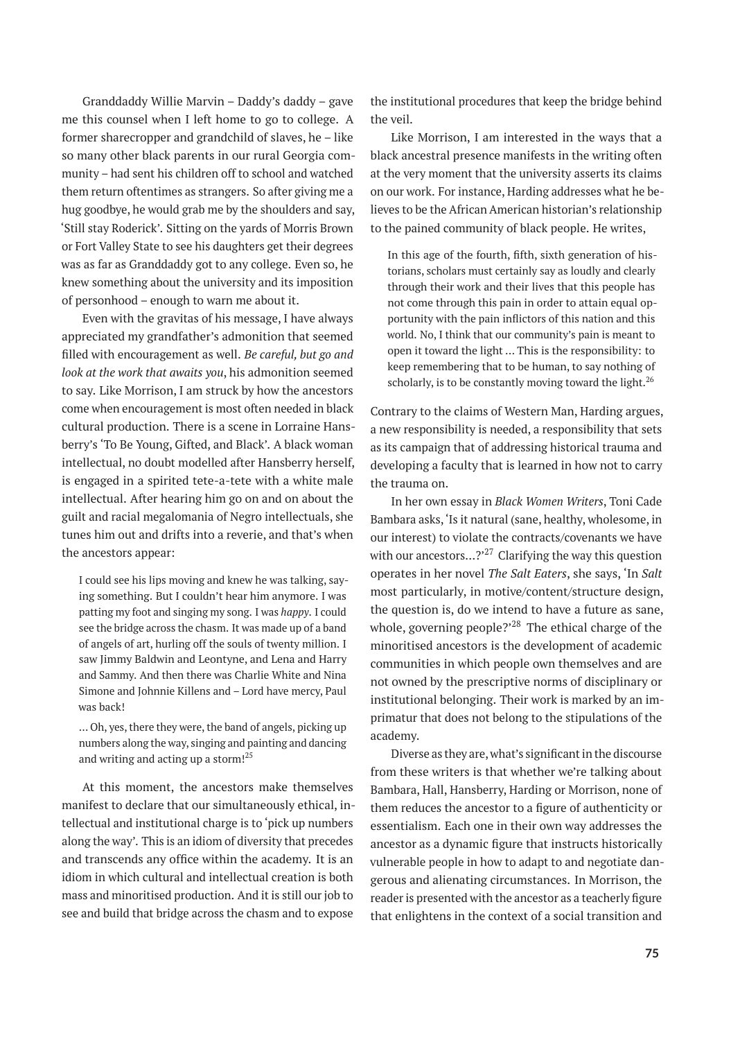Granddaddy Willie Marvin – Daddy's daddy – gave me this counsel when I left home to go to college. A former sharecropper and grandchild of slaves, he – like so many other black parents in our rural Georgia community – had sent his children off to school and watched them return oftentimes as strangers. So after giving me a hug goodbye, he would grab me by the shoulders and say, 'Still stay Roderick'. Sitting on the yards of Morris Brown or Fort Valley State to see his daughters get their degrees was as far as Granddaddy got to any college. Even so, he knew something about the university and its imposition of personhood – enough to warn me about it.

Even with the gravitas of his message, I have always appreciated my grandfather's admonition that seemed filled with encouragement as well. *Be careful, but go and look at the work that awaits you*, his admonition seemed to say. Like Morrison, I am struck by how the ancestors come when encouragement is most often needed in black cultural production. There is a scene in Lorraine Hansberry's 'To Be Young, Gifted, and Black'. A black woman intellectual, no doubt modelled after Hansberry herself, is engaged in a spirited tete-a-tete with a white male intellectual. After hearing him go on and on about the guilt and racial megalomania of Negro intellectuals, she tunes him out and drifts into a reverie, and that's when the ancestors appear:

> I could see his lips moving and knew he was talking, saying something. But I couldn't hear him anymore. I was patting my foot and singing my song. I was *happy*. I could see the bridge across the chasm. It was made up of a band of angels of art, hurling off the souls of twenty million. I saw Jimmy Baldwin and Leontyne, and Lena and Harry and Sammy. And then there was Charlie White and Nina Simone and Johnnie Killens and – Lord have mercy, Paul was back!
>
> … Oh, yes, there they were, the band of angels, picking up numbers along the way, singing and painting and dancing and writing and acting up a storm![25]

At this moment, the ancestors make themselves manifest to declare that our simultaneously ethical, intellectual and institutional charge is to 'pick up numbers along the way'. This is an idiom of diversity that precedes and transcends any office within the academy. It is an idiom in which cultural and intellectual creation is both mass and minoritised production. And it is still our job to see and build that bridge across the chasm and to expose the institutional procedures that keep the bridge behind the veil.

Like Morrison, I am interested in the ways that a black ancestral presence manifests in the writing often at the very moment that the university asserts its claims on our work. For instance, Harding addresses what he believes to be the African American historian's relationship to the pained community of black people. He writes,

> In this age of the fourth, fifth, sixth generation of historians, scholars must certainly say as loudly and clearly through their work and their lives that this people has not come through this pain in order to attain equal opportunity with the pain inflictors of this nation and this world. No, I think that our community's pain is meant to open it toward the light … This is the responsibility: to keep remembering that to be human, to say nothing of scholarly, is to be constantly moving toward the light.[26]

Contrary to the claims of Western Man, Harding argues, a new responsibility is needed, a responsibility that sets as its campaign that of addressing historical trauma and developing a faculty that is learned in how not to carry the trauma on.

In her own essay in *Black Women Writers*, Toni Cade Bambara asks, 'Is it natural (sane, healthy, wholesome, in our interest) to violate the contracts/covenants we have with our ancestors…?'[27] Clarifying the way this question operates in her novel *The Salt Eaters*, she says, 'In *Salt* most particularly, in motive/content/structure design, the question is, do we intend to have a future as sane, whole, governing people?'[28] The ethical charge of the minoritised ancestors is the development of academic communities in which people own themselves and are not owned by the prescriptive norms of disciplinary or institutional belonging. Their work is marked by an imprimatur that does not belong to the stipulations of the academy.

Diverse as they are, what's significant in the discourse from these writers is that whether we're talking about Bambara, Hall, Hansberry, Harding or Morrison, none of them reduces the ancestor to a figure of authenticity or essentialism. Each one in their own way addresses the ancestor as a dynamic figure that instructs historically vulnerable people in how to adapt to and negotiate dangerous and alienating circumstances. In Morrison, the reader is presented with the ancestor as a teacherly figure that enlightens in the context of a social transition and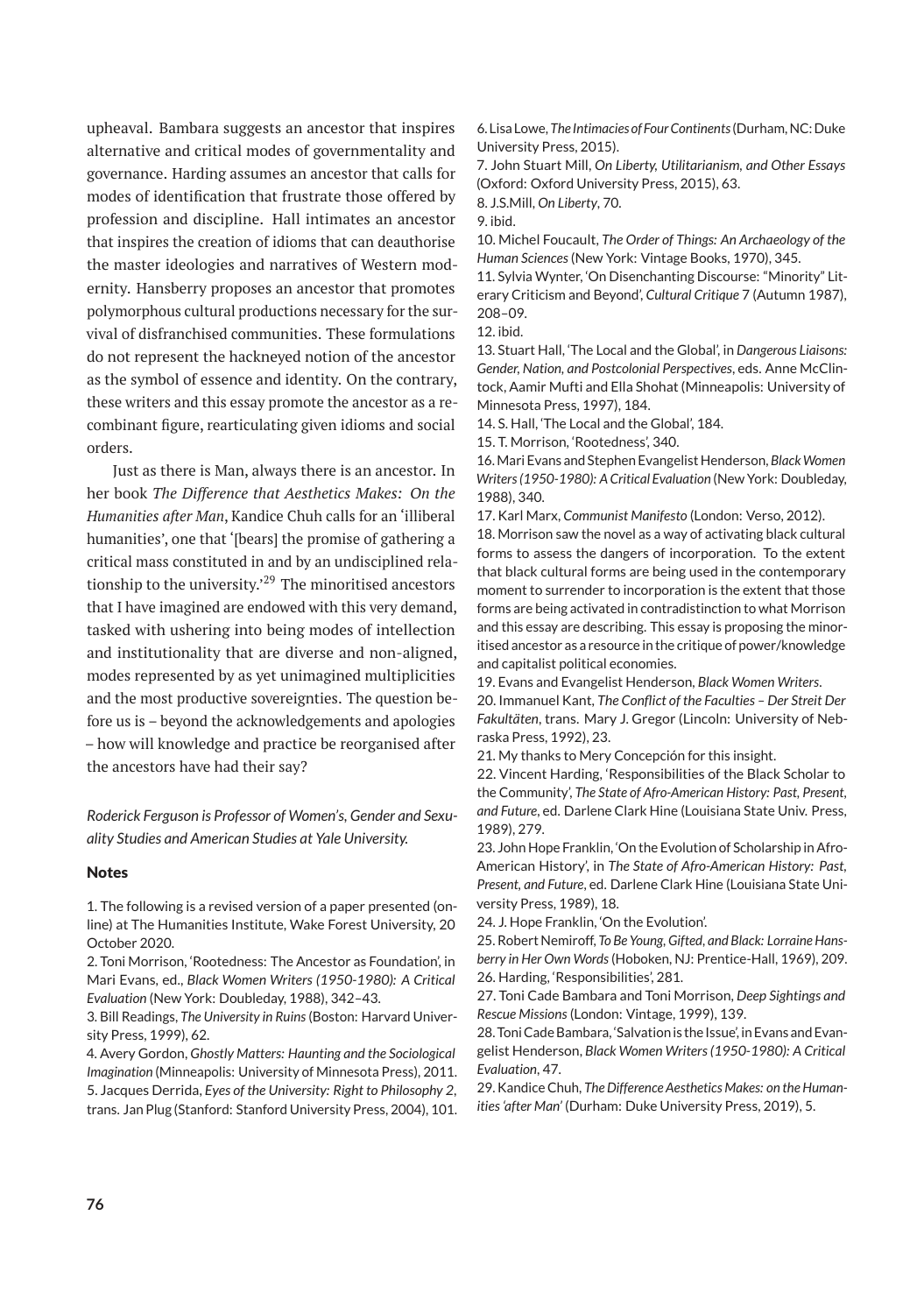upheaval. Bambara suggests an ancestor that inspires alternative and critical modes of governmentality and governance. Harding assumes an ancestor that calls for modes of identification that frustrate those offered by profession and discipline. Hall intimates an ancestor that inspires the creation of idioms that can deauthorise the master ideologies and narratives of Western modernity. Hansberry proposes an ancestor that promotes polymorphous cultural productions necessary for the survival of disfranchised communities. These formulations do not represent the hackneyed notion of the ancestor as the symbol of essence and identity. On the contrary, these writers and this essay promote the ancestor as a recombinant figure, rearticulating given idioms and social orders.

Just as there is Man, always there is an ancestor. In her book *The Difference that Aesthetics Makes: On the Humanities after Man*, Kandice Chuh calls for an 'illiberal humanities', one that '[bears] the promise of gathering a critical mass constituted in and by an undisciplined relationship to the university.'[29] The minoritised ancestors that I have imagined are endowed with this very demand, tasked with ushering into being modes of intellection and institutionality that are diverse and non-aligned, modes represented by as yet unimagined multiplicities and the most productive sovereignties. The question before us is – beyond the acknowledgements and apologies – how will knowledge and practice be reorganised after the ancestors have had their say?

*Roderick Ferguson is Professor of Women's, Gender and Sexuality Studies and American Studies at Yale University.*

## Notes

1. The following is a revised version of a paper presented (online) at The Humanities Institute, Wake Forest University, 20 October 2020.
2. Toni Morrison, 'Rootedness: The Ancestor as Foundation', in Mari Evans, ed., *Black Women Writers (1950-1980): A Critical Evaluation* (New York: Doubleday, 1988), 342–43.
3. Bill Readings, *The University in Ruins* (Boston: Harvard University Press, 1999), 62.
4. Avery Gordon, *Ghostly Matters: Haunting and the Sociological Imagination* (Minneapolis: University of Minnesota Press), 2011.
5. Jacques Derrida, *Eyes of the University: Right to Philosophy 2*, trans. Jan Plug (Stanford: Stanford University Press, 2004), 101.
6. Lisa Lowe, *The Intimacies of Four Continents* (Durham, NC: Duke University Press, 2015).
7. John Stuart Mill, *On Liberty, Utilitarianism, and Other Essays* (Oxford: Oxford University Press, 2015), 63.
8. J.S.Mill, *On Liberty*, 70.
9. ibid.
10. Michel Foucault, *The Order of Things: An Archaeology of the Human Sciences* (New York: Vintage Books, 1970), 345.
11. Sylvia Wynter, 'On Disenchanting Discourse: "Minority" Literary Criticism and Beyond', *Cultural Critique* 7 (Autumn 1987), 208–09.
12. ibid.
13. Stuart Hall, 'The Local and the Global', in *Dangerous Liaisons: Gender, Nation, and Postcolonial Perspectives*, eds. Anne McClintock, Aamir Mufti and Ella Shohat (Minneapolis: University of Minnesota Press, 1997), 184.
14. S. Hall, 'The Local and the Global', 184.
15. T. Morrison, 'Rootedness', 340.
16. Mari Evans and Stephen Evangelist Henderson, *Black Women Writers (1950-1980): A Critical Evaluation* (New York: Doubleday, 1988), 340.
17. Karl Marx, *Communist Manifesto* (London: Verso, 2012).
18. Morrison saw the novel as a way of activating black cultural forms to assess the dangers of incorporation. To the extent that black cultural forms are being used in the contemporary moment to surrender to incorporation is the extent that those forms are being activated in contradistinction to what Morrison and this essay are describing. This essay is proposing the minoritised ancestor as a resource in the critique of power/knowledge and capitalist political economies.
19. Evans and Evangelist Henderson, *Black Women Writers*.
20. Immanuel Kant, *The Conflict of the Faculties – Der Streit Der Fakultäten*, trans. Mary J. Gregor (Lincoln: University of Nebraska Press, 1992), 23.
21. My thanks to Mery Concepción for this insight.
22. Vincent Harding, 'Responsibilities of the Black Scholar to the Community', *The State of Afro-American History: Past, Present, and Future*, ed. Darlene Clark Hine (Louisiana State Univ. Press, 1989), 279.
23. John Hope Franklin, 'On the Evolution of Scholarship in Afro-American History', in *The State of Afro-American History: Past, Present, and Future*, ed. Darlene Clark Hine (Louisiana State University Press, 1989), 18.
24. J. Hope Franklin, 'On the Evolution'.
25. Robert Nemiroff, *To Be Young, Gifted, and Black: Lorraine Hansberry in Her Own Words* (Hoboken, NJ: Prentice-Hall, 1969), 209.
26. Harding, 'Responsibilities', 281.
27. Toni Cade Bambara and Toni Morrison, *Deep Sightings and Rescue Missions* (London: Vintage, 1999), 139.
28. Toni Cade Bambara, 'Salvation is the Issue', in Evans and Evangelist Henderson, *Black Women Writers (1950-1980): A Critical Evaluation*, 47.
29. Kandice Chuh, *The Difference Aesthetics Makes: on the Humanities 'after Man'* (Durham: Duke University Press, 2019), 5.